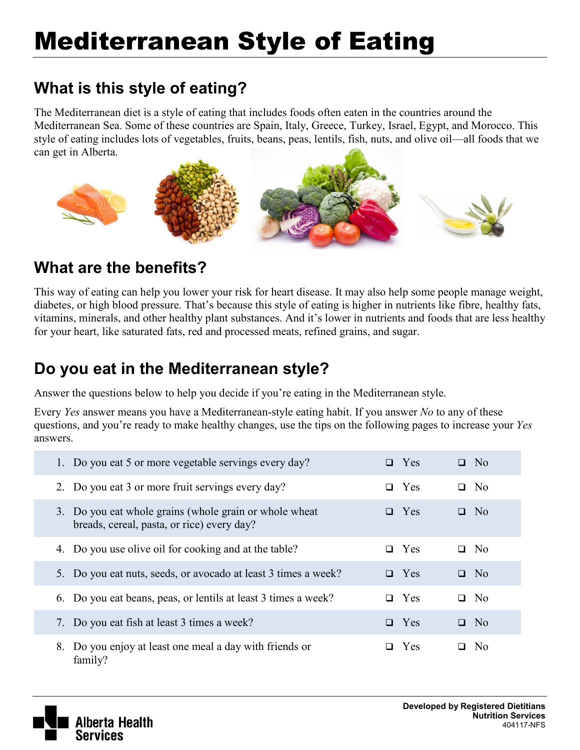# Mediterranean Style of Eating

## What is this style of eating?

The Mediterranean diet is a style of eating that includes foods often eaten in the countries around the Mediterranean Sea. Some of these countries are Spain, Italy, Greece, Turkey, Israel, Egypt, and Morocco. This style of eating includes lots of vegetables, fruits, beans, peas, lentils, fish, nuts, and olive oil—all foods that we can get in Alberta.

## What are the benefits?

This way of eating can help you lower your risk for heart disease. It may also help some people manage weight, diabetes, or high blood pressure. That's because this style of eating is higher in nutrients like fibre, healthy fats, vitamins, minerals, and other healthy plant substances. And it's lower in nutrients and foods that are less healthy for your heart, like saturated fats, red and processed meats, refined grains, and sugar.

## Do you eat in the Mediterranean style?

Answer the questions below to help you decide if you're eating in the Mediterranean style.

Every *Yes* answer means you have a Mediterranean-style eating habit. If you answer *No* to any of these questions, and you're ready to make healthy changes, use the tips on the following pages to increase your *Yes* answers.

| Question | | |
|---|---|---|
| 1. Do you eat 5 or more vegetable servings every day? | ❑ Yes | ❑ No |
| 2. Do you eat 3 or more fruit servings every day? | ❑ Yes | ❑ No |
| 3. Do you eat whole grains (whole grain or whole wheat breads, cereal, pasta, or rice) every day? | ❑ Yes | ❑ No |
| 4. Do you use olive oil for cooking and at the table? | ❑ Yes | ❑ No |
| 5. Do you eat nuts, seeds, or avocado at least 3 times a week? | ❑ Yes | ❑ No |
| 6. Do you eat beans, peas, or lentils at least 3 times a week? | ❑ Yes | ❑ No |
| 7. Do you eat fish at least 3 times a week? | ❑ Yes | ❑ No |
| 8. Do you enjoy at least one meal a day with friends or family? | ❑ Yes | ❑ No |

Alberta Health Services

**Developed by Registered Dietitians**
**Nutrition Services**
404117-NFS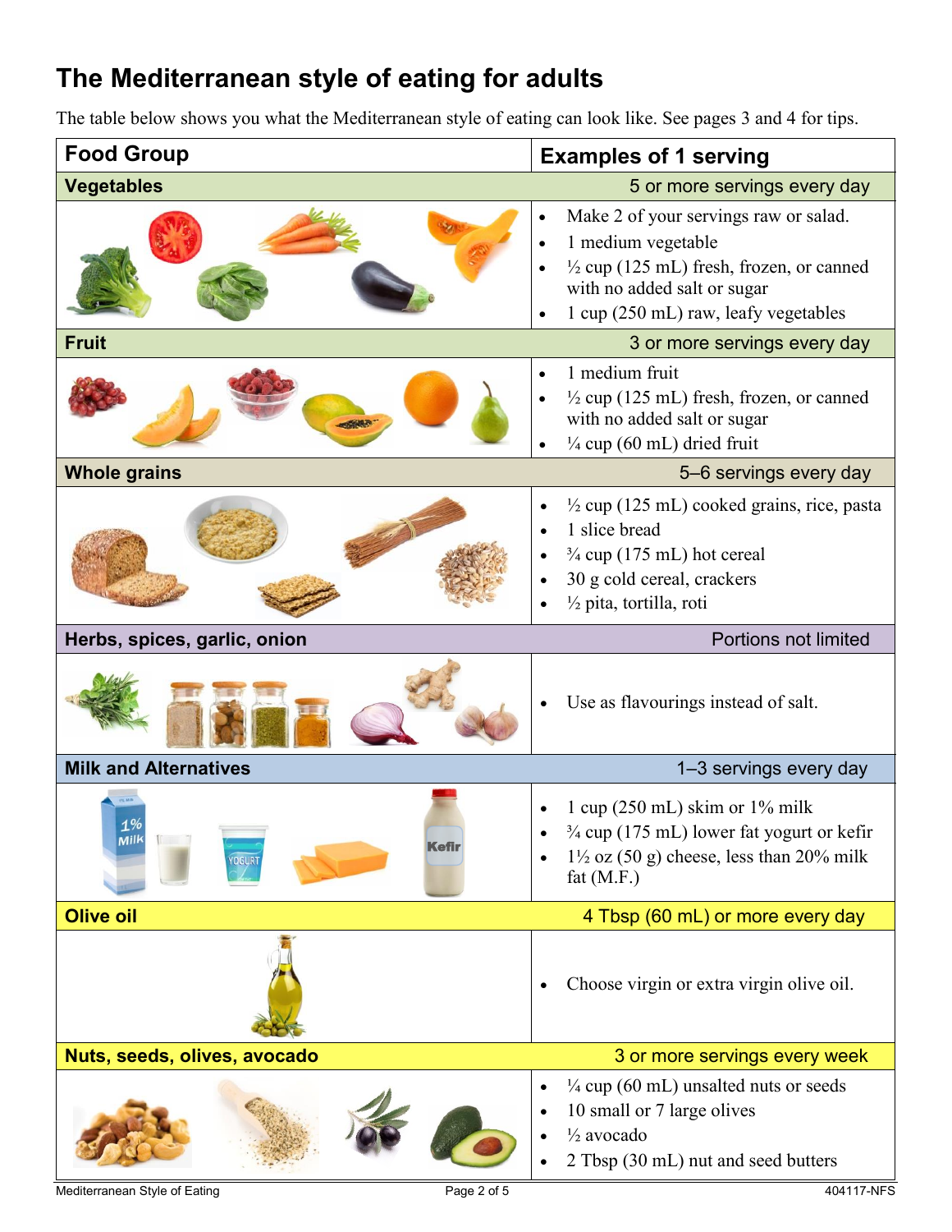# The Mediterranean style of eating for adults

The table below shows you what the Mediterranean style of eating can look like. See pages 3 and 4 for tips.

| Food Group | Examples of 1 serving |
|---|---|
| **Vegetables** | 5 or more servings every day |
| | • Make 2 of your servings raw or salad.<br>• 1 medium vegetable<br>• ½ cup (125 mL) fresh, frozen, or canned with no added salt or sugar<br>• 1 cup (250 mL) raw, leafy vegetables |
| **Fruit** | 3 or more servings every day |
| | • 1 medium fruit<br>• ½ cup (125 mL) fresh, frozen, or canned with no added salt or sugar<br>• ¼ cup (60 mL) dried fruit |
| **Whole grains** | 5–6 servings every day |
| | • ½ cup (125 mL) cooked grains, rice, pasta<br>• 1 slice bread<br>• ¾ cup (175 mL) hot cereal<br>• 30 g cold cereal, crackers<br>• ½ pita, tortilla, roti |
| **Herbs, spices, garlic, onion** | Portions not limited |
| | • Use as flavourings instead of salt. |
| **Milk and Alternatives** | 1–3 servings every day |
| | • 1 cup (250 mL) skim or 1% milk<br>• ¾ cup (175 mL) lower fat yogurt or kefir<br>• 1½ oz (50 g) cheese, less than 20% milk fat (M.F.) |
| **Olive oil** | 4 Tbsp (60 mL) or more every day |
| | • Choose virgin or extra virgin olive oil. |
| **Nuts, seeds, olives, avocado** | 3 or more servings every week |
| | • ¼ cup (60 mL) unsalted nuts or seeds<br>• 10 small or 7 large olives<br>• ½ avocado<br>• 2 Tbsp (30 mL) nut and seed butters |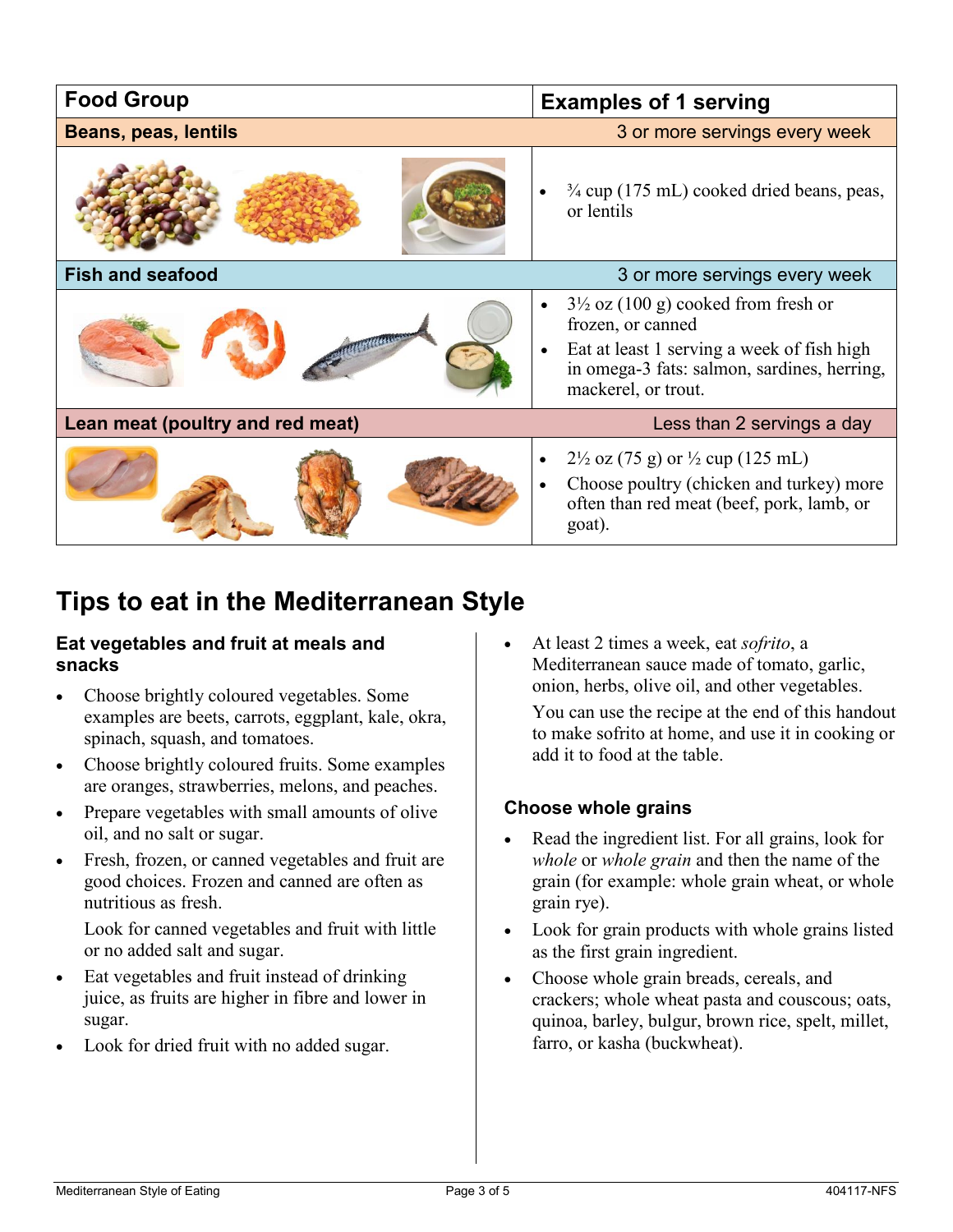| Food Group | Examples of 1 serving |
|---|---|
| **Beans, peas, lentils** — 3 or more servings every week | |
| | • ¾ cup (175 mL) cooked dried beans, peas, or lentils |
| **Fish and seafood** — 3 or more servings every week | |
| | • 3½ oz (100 g) cooked from fresh or frozen, or canned<br>• Eat at least 1 serving a week of fish high in omega-3 fats: salmon, sardines, herring, mackerel, or trout. |
| **Lean meat (poultry and red meat)** — Less than 2 servings a day | |
| | • 2½ oz (75 g) or ½ cup (125 mL)<br>• Choose poultry (chicken and turkey) more often than red meat (beef, pork, lamb, or goat). |

## Tips to eat in the Mediterranean Style

### Eat vegetables and fruit at meals and snacks

- Choose brightly coloured vegetables. Some examples are beets, carrots, eggplant, kale, okra, spinach, squash, and tomatoes.
- Choose brightly coloured fruits. Some examples are oranges, strawberries, melons, and peaches.
- Prepare vegetables with small amounts of olive oil, and no salt or sugar.
- Fresh, frozen, or canned vegetables and fruit are good choices. Frozen and canned are often as nutritious as fresh.

  Look for canned vegetables and fruit with little or no added salt and sugar.
- Eat vegetables and fruit instead of drinking juice, as fruits are higher in fibre and lower in sugar.
- Look for dried fruit with no added sugar.
- At least 2 times a week, eat *sofrito*, a Mediterranean sauce made of tomato, garlic, onion, herbs, olive oil, and other vegetables.

  You can use the recipe at the end of this handout to make sofrito at home, and use it in cooking or add it to food at the table.

### Choose whole grains

- Read the ingredient list. For all grains, look for *whole* or *whole grain* and then the name of the grain (for example: whole grain wheat, or whole grain rye).
- Look for grain products with whole grains listed as the first grain ingredient.
- Choose whole grain breads, cereals, and crackers; whole wheat pasta and couscous; oats, quinoa, barley, bulgur, brown rice, spelt, millet, farro, or kasha (buckwheat).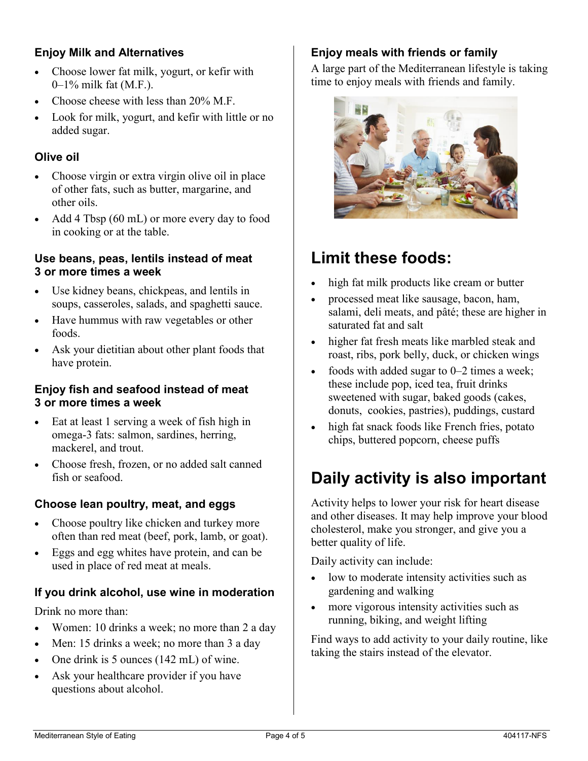### Enjoy Milk and Alternatives

- Choose lower fat milk, yogurt, or kefir with 0–1% milk fat (M.F.).
- Choose cheese with less than 20% M.F.
- Look for milk, yogurt, and kefir with little or no added sugar.

### Olive oil

- Choose virgin or extra virgin olive oil in place of other fats, such as butter, margarine, and other oils.
- Add 4 Tbsp (60 mL) or more every day to food in cooking or at the table.

### Use beans, peas, lentils instead of meat 3 or more times a week

- Use kidney beans, chickpeas, and lentils in soups, casseroles, salads, and spaghetti sauce.
- Have hummus with raw vegetables or other foods.
- Ask your dietitian about other plant foods that have protein.

### Enjoy fish and seafood instead of meat 3 or more times a week

- Eat at least 1 serving a week of fish high in omega-3 fats: salmon, sardines, herring, mackerel, and trout.
- Choose fresh, frozen, or no added salt canned fish or seafood.

### Choose lean poultry, meat, and eggs

- Choose poultry like chicken and turkey more often than red meat (beef, pork, lamb, or goat).
- Eggs and egg whites have protein, and can be used in place of red meat at meals.

### If you drink alcohol, use wine in moderation

Drink no more than:

- Women: 10 drinks a week; no more than 2 a day
- Men: 15 drinks a week; no more than 3 a day
- One drink is 5 ounces (142 mL) of wine.
- Ask your healthcare provider if you have questions about alcohol.

### Enjoy meals with friends or family

A large part of the Mediterranean lifestyle is taking time to enjoy meals with friends and family.

## Limit these foods:

- high fat milk products like cream or butter
- processed meat like sausage, bacon, ham, salami, deli meats, and pâté; these are higher in saturated fat and salt
- higher fat fresh meats like marbled steak and roast, ribs, pork belly, duck, or chicken wings
- foods with added sugar to 0–2 times a week; these include pop, iced tea, fruit drinks sweetened with sugar, baked goods (cakes, donuts, cookies, pastries), puddings, custard
- high fat snack foods like French fries, potato chips, buttered popcorn, cheese puffs

## Daily activity is also important

Activity helps to lower your risk for heart disease and other diseases. It may help improve your blood cholesterol, make you stronger, and give you a better quality of life.

Daily activity can include:

- low to moderate intensity activities such as gardening and walking
- more vigorous intensity activities such as running, biking, and weight lifting

Find ways to add activity to your daily routine, like taking the stairs instead of the elevator.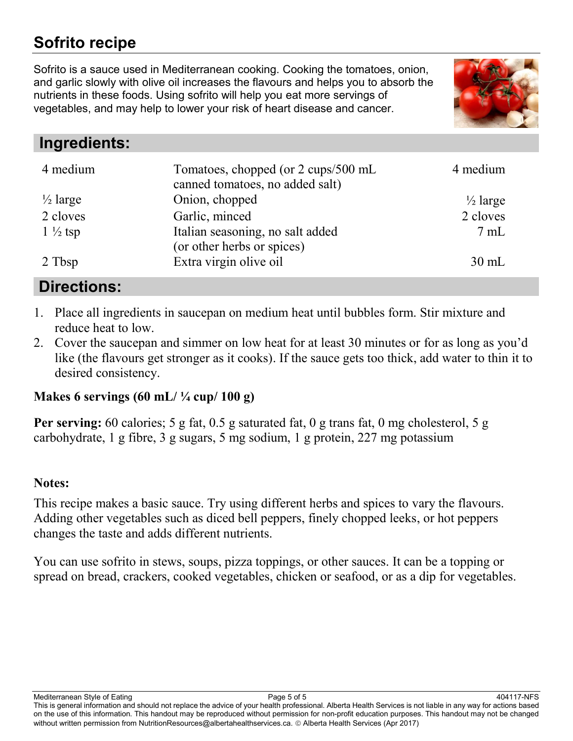# Sofrito recipe

Sofrito is a sauce used in Mediterranean cooking. Cooking the tomatoes, onion, and garlic slowly with olive oil increases the flavours and helps you to absorb the nutrients in these foods. Using sofrito will help you eat more servings of vegetables, and may help to lower your risk of heart disease and cancer.

## Ingredients:

| | | |
|---|---|---|
| 4 medium | Tomatoes, chopped (or 2 cups/500 mL canned tomatoes, no added salt) | 4 medium |
| ½ large | Onion, chopped | ½ large |
| 2 cloves | Garlic, minced | 2 cloves |
| 1 ½ tsp | Italian seasoning, no salt added (or other herbs or spices) | 7 mL |
| 2 Tbsp | Extra virgin olive oil | 30 mL |

## Directions:

1. Place all ingredients in saucepan on medium heat until bubbles form. Stir mixture and reduce heat to low.
2. Cover the saucepan and simmer on low heat for at least 30 minutes or for as long as you'd like (the flavours get stronger as it cooks). If the sauce gets too thick, add water to thin it to desired consistency.

**Makes 6 servings (60 mL/ ¼ cup/ 100 g)**

**Per serving:** 60 calories; 5 g fat, 0.5 g saturated fat, 0 g trans fat, 0 mg cholesterol, 5 g carbohydrate, 1 g fibre, 3 g sugars, 5 mg sodium, 1 g protein, 227 mg potassium

**Notes:**

This recipe makes a basic sauce. Try using different herbs and spices to vary the flavours. Adding other vegetables such as diced bell peppers, finely chopped leeks, or hot peppers changes the taste and adds different nutrients.

You can use sofrito in stews, soups, pizza toppings, or other sauces. It can be a topping or spread on bread, crackers, cooked vegetables, chicken or seafood, or as a dip for vegetables.

This is general information and should not replace the advice of your health professional. Alberta Health Services is not liable in any way for actions based on the use of this information. This handout may be reproduced without permission for non-profit education purposes. This handout may not be changed without written permission from NutritionResources@albertahealthservices.ca. © Alberta Health Services (Apr 2017)